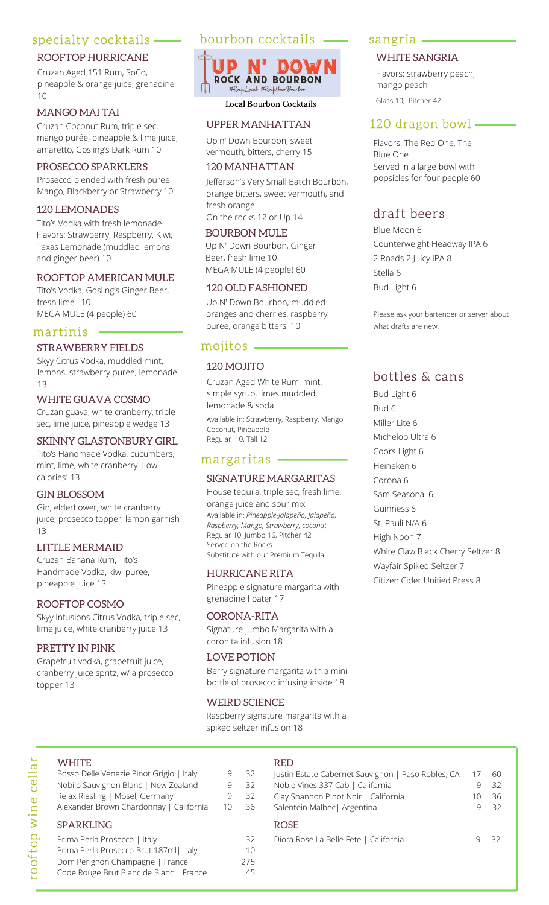## specialty cocktails

### ROOFTOP HURRICANE

Cruzan Aged 151 Rum, SoCo, pineapple & orange juice, grenadine 10

### MANGO MAI TAI

Cruzan Coconut Rum, triple sec, mango purée, pineapple & lime juice, amaretto, Gosling's Dark Rum 10

### PROSECCO SPARKLERS

Prosecco blended with fresh puree Mango, Blackberry or Strawberry 10

### 120 LEMONADES

Tito's Vodka with fresh lemonade Flavors: Strawberry, Raspberry, Kiwi, Texas Lemonade (muddled lemons and ginger beer) 10

### ROOFTOP AMERICAN MULE

Tito's Vodka, Gosling's Ginger Beer, fresh lime 10
MEGA MULE (4 people) 60

## martinis

### STRAWBERRY FIELDS

Skyy Citrus Vodka, muddled mint, lemons, strawberry puree, lemonade 13

### WHITE GUAVA COSMO

Cruzan guava, white cranberry, triple sec, lime juice, pineapple wedge 13

### SKINNY GLASTONBURY GIRL

Tito's Handmade Vodka, cucumbers, mint, lime, white cranberry. Low calories! 13

### GIN BLOSSOM

Gin, elderflower, white cranberry juice, prosecco topper, lemon garnish 13

### LITTLE MERMAID

Cruzan Banana Rum, Tito's Handmade Vodka, kiwi puree, pineapple juice 13

### ROOFTOP COSMO

Skyy Infusions Citrus Vodka, triple sec, lime juice, white cranberry juice 13

### PRETTY IN PINK

Grapefruit vodka, grapefruit juice, cranberry juice spritz, w/ a prosecco topper 13

## bourbon cocktails

UP N' DOWN ROCK AND BOURBON
#RockLocal #RockYourBourbon

Local Bourbon Cocktails

### UPPER MANHATTAN

Up n' Down Bourbon, sweet vermouth, bitters, cherry 15

### 120 MANHATTAN

Jefferson's Very Small Batch Bourbon, orange bitters, sweet vermouth, and fresh orange
On the rocks 12 or Up 14

### BOURBON MULE

Up N' Down Bourbon, Ginger Beer, fresh lime 10
MEGA MULE (4 people) 60

### 120 OLD FASHIONED

Up N' Down Bourbon, muddled oranges and cherries, raspberry puree, orange bitters 10

## mojitos

### 120 MOJITO

Cruzan Aged White Rum, mint, simple syrup, limes muddled, lemonade & soda

Available in: Strawberry, Raspberry, Mango, Coconut, Pineapple
Regular 10, Tall 12

## margaritas

### SIGNATURE MARGARITAS

House tequila, triple sec, fresh lime, orange juice and sour mix
Available in: *Pineapple-Jalapeño, Jalapeño, Raspberry, Mango, Strawberry, coconut*
Regular 10, Jumbo 16, Pitcher 42
Served on the Rocks.
Substitute with our Premium Tequila.

### HURRICANE RITA

Pineapple signature margarita with grenadine floater 17

### CORONA-RITA

Signature jumbo Margarita with a coronita infusion 18

### LOVE POTION

Berry signature margarita with a mini bottle of prosecco infusing inside 18

### WEIRD SCIENCE

Raspberry signature margarita with a spiked seltzer infusion 18

## sangria

### WHITE SANGRIA

Flavors: strawberry peach, mango peach
Glass 10, Pitcher 42

## 120 dragon bowl

Flavors: The Red One, The Blue One
Served in a large bowl with popsicles for four people 60

## draft beers

Blue Moon 6
Counterweight Headway IPA 6
2 Roads 2 Juicy IPA 8
Stella 6
Bud Light 6

Please ask your bartender or server about what drafts are new.

## bottles & cans

Bud Light 6
Bud 6
Miller Lite 6
Michelob Ultra 6
Coors Light 6
Heineken 6
Corona 6
Sam Seasonal 6
Guinness 8
St. Pauli N/A 6
High Noon 7
White Claw Black Cherry Seltzer 8
Wayfair Spiked Seltzer 7
Citizen Cider Unified Press 8

## rooftop wine cellar

### WHITE

| | | |
|---|---|---|
| Bosso Delle Venezie Pinot Grigio \| Italy | 9 | 32 |
| Nobilo Sauvignon Blanc \| New Zealand | 9 | 32 |
| Relax Riesling \| Mosel, Germany | 9 | 32 |
| Alexander Brown Chardonnay \| California | 10 | 36 |

### SPARKLING

| | | |
|---|---|---|
| Prima Perla Prosecco \| Italy | | 32 |
| Prima Perla Prosecco Brut 187ml\| Italy | | 10 |
| Dom Perignon Champagne \| France | | 275 |
| Code Rouge Brut Blanc de Blanc \| France | | 45 |

### RED

| | | |
|---|---|---|
| Justin Estate Cabernet Sauvignon \| Paso Robles, CA | 17 | 60 |
| Noble Vines 337 Cab \| California | 9 | 32 |
| Clay Shannon Pinot Noir \| California | 10 | 36 |
| Salentein Malbec\| Argentina | 9 | 32 |

### ROSE

| | | |
|---|---|---|
| Diora Rose La Belle Fete \| California | 9 | 32 |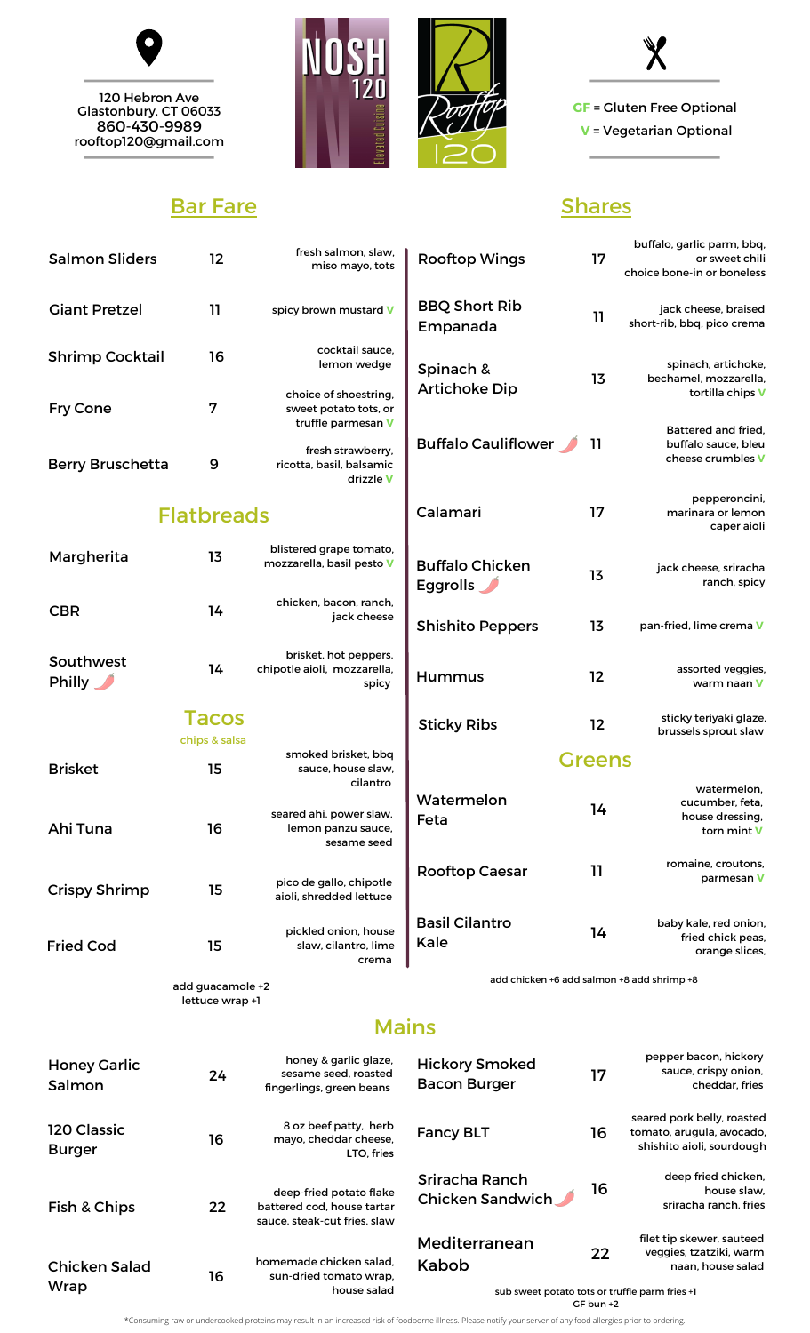120 Hebron Ave
Glastonbury, CT 06033
860-430-9989
rooftop120@gmail.com

NOSH 120 Elevated Cuisine

Rooftop 120

**GF** = Gluten Free Optional
**V** = Vegetarian Optional

## Bar Fare

| | | |
|---|---|---|
| Salmon Sliders | 12 | fresh salmon, slaw, miso mayo, tots |
| Giant Pretzel | 11 | spicy brown mustard V |
| Shrimp Cocktail | 16 | cocktail sauce, lemon wedge |
| Fry Cone | 7 | choice of shoestring, sweet potato tots, or truffle parmesan V |
| Berry Bruschetta | 9 | fresh strawberry, ricotta, basil, balsamic drizzle V |

## Flatbreads

| | | |
|---|---|---|
| Margherita | 13 | blistered grape tomato, mozzarella, basil pesto V |
| CBR | 14 | chicken, bacon, ranch, jack cheese |
| Southwest Philly | 14 | brisket, hot peppers, chipotle aioli, mozzarella, spicy |

## Tacos

chips & salsa

| | | |
|---|---|---|
| Brisket | 15 | smoked brisket, bbq sauce, house slaw, cilantro |
| Ahi Tuna | 16 | seared ahi, power slaw, lemon panzu sauce, sesame seed |
| Crispy Shrimp | 15 | pico de gallo, chipotle aioli, shredded lettuce |
| Fried Cod | 15 | pickled onion, house slaw, cilantro, lime crema |

add guacamole +2
lettuce wrap +1

## Shares

| | | |
|---|---|---|
| Rooftop Wings | 17 | buffalo, garlic parm, bbq, or sweet chili choice bone-in or boneless |
| BBQ Short Rib Empanada | 11 | jack cheese, braised short-rib, bbq, pico crema |
| Spinach & Artichoke Dip | 13 | spinach, artichoke, bechamel, mozzarella, tortilla chips V |
| Buffalo Cauliflower | 11 | Battered and fried, buffalo sauce, bleu cheese crumbles V |
| Calamari | 17 | pepperoncini, marinara or lemon caper aioli |
| Buffalo Chicken Eggrolls | 13 | jack cheese, sriracha ranch, spicy |
| Shishito Peppers | 13 | pan-fried, lime crema V |
| Hummus | 12 | assorted veggies, warm naan V |
| Sticky Ribs | 12 | sticky teriyaki glaze, brussels sprout slaw |

## Greens

| | | |
|---|---|---|
| Watermelon Feta | 14 | watermelon, cucumber, feta, house dressing, torn mint V |
| Rooftop Caesar | 11 | romaine, croutons, parmesan V |
| Basil Cilantro Kale | 14 | baby kale, red onion, fried chick peas, orange slices, |

add chicken +6 add salmon +8 add shrimp +8

## Mains

| | | |
|---|---|---|
| Honey Garlic Salmon | 24 | honey & garlic glaze, sesame seed, roasted fingerlings, green beans |
| 120 Classic Burger | 16 | 8 oz beef patty, herb mayo, cheddar cheese, LTO, fries |
| Fish & Chips | 22 | deep-fried potato flake battered cod, house tartar sauce, steak-cut fries, slaw |
| Chicken Salad Wrap | 16 | homemade chicken salad, sun-dried tomato wrap, house salad |
| Hickory Smoked Bacon Burger | 17 | pepper bacon, hickory sauce, crispy onion, cheddar, fries |
| Fancy BLT | 16 | seared pork belly, roasted tomato, arugula, avocado, shishito aioli, sourdough |
| Sriracha Ranch Chicken Sandwich | 16 | deep fried chicken, house slaw, sriracha ranch, fries |
| Mediterranean Kabob | 22 | filet tip skewer, sauteed veggies, tzatziki, warm naan, house salad |

sub sweet potato tots or truffle parm fries +1
GF bun +2

*Consuming raw or undercooked proteins may result in an increased risk of foodborne illness. Please notify your server of any food allergies prior to ordering.